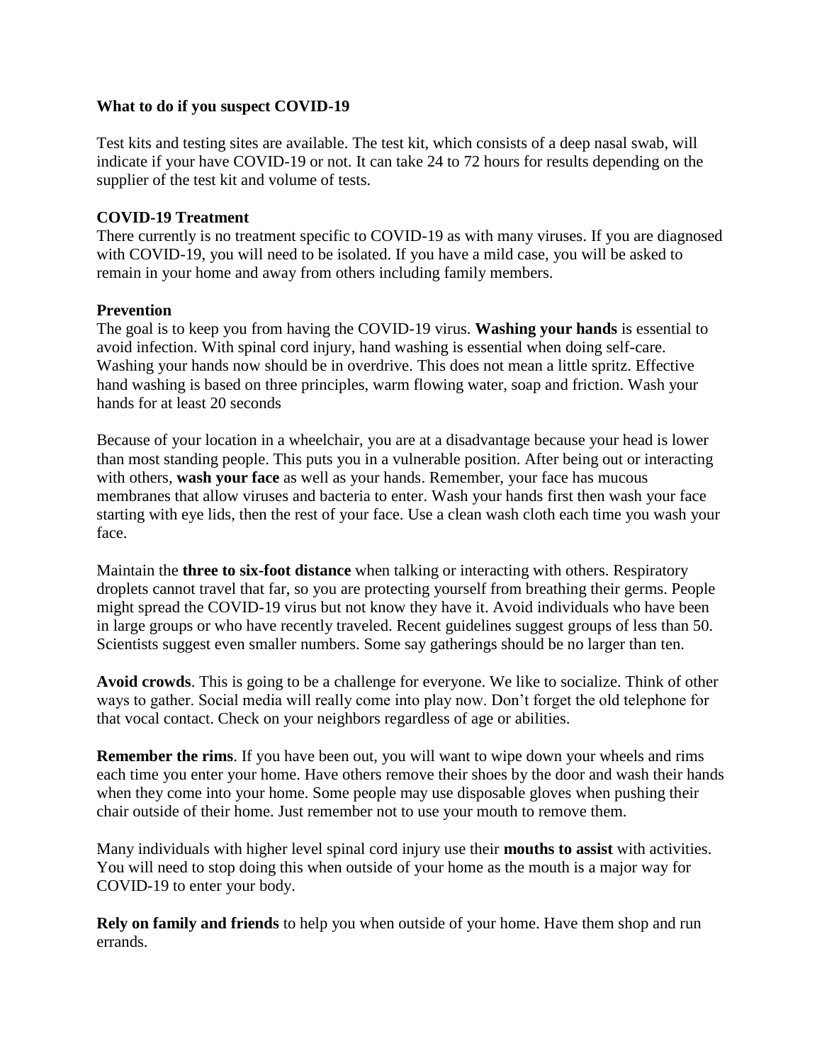**What to do if you suspect COVID-19**

Test kits and testing sites are available. The test kit, which consists of a deep nasal swab, will indicate if your have COVID-19 or not. It can take 24 to 72 hours for results depending on the supplier of the test kit and volume of tests.

**COVID-19 Treatment**

There currently is no treatment specific to COVID-19 as with many viruses. If you are diagnosed with COVID-19, you will need to be isolated. If you have a mild case, you will be asked to remain in your home and away from others including family members.

**Prevention**

The goal is to keep you from having the COVID-19 virus. **Washing your hands** is essential to avoid infection. With spinal cord injury, hand washing is essential when doing self-care. Washing your hands now should be in overdrive. This does not mean a little spritz. Effective hand washing is based on three principles, warm flowing water, soap and friction. Wash your hands for at least 20 seconds

Because of your location in a wheelchair, you are at a disadvantage because your head is lower than most standing people. This puts you in a vulnerable position. After being out or interacting with others, **wash your face** as well as your hands. Remember, your face has mucous membranes that allow viruses and bacteria to enter. Wash your hands first then wash your face starting with eye lids, then the rest of your face. Use a clean wash cloth each time you wash your face.

Maintain the **three to six-foot distance** when talking or interacting with others. Respiratory droplets cannot travel that far, so you are protecting yourself from breathing their germs. People might spread the COVID-19 virus but not know they have it. Avoid individuals who have been in large groups or who have recently traveled. Recent guidelines suggest groups of less than 50. Scientists suggest even smaller numbers. Some say gatherings should be no larger than ten.

**Avoid crowds**. This is going to be a challenge for everyone. We like to socialize. Think of other ways to gather. Social media will really come into play now. Don't forget the old telephone for that vocal contact. Check on your neighbors regardless of age or abilities.

**Remember the rims**. If you have been out, you will want to wipe down your wheels and rims each time you enter your home. Have others remove their shoes by the door and wash their hands when they come into your home. Some people may use disposable gloves when pushing their chair outside of their home. Just remember not to use your mouth to remove them.

Many individuals with higher level spinal cord injury use their **mouths to assist** with activities. You will need to stop doing this when outside of your home as the mouth is a major way for COVID-19 to enter your body.

**Rely on family and friends** to help you when outside of your home. Have them shop and run errands.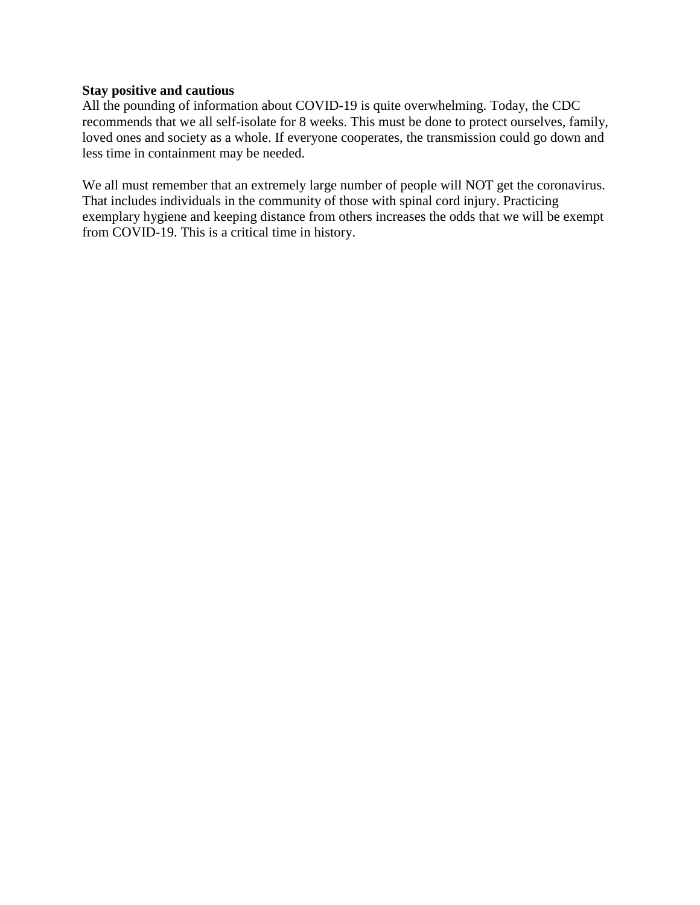**Stay positive and cautious**

All the pounding of information about COVID-19 is quite overwhelming. Today, the CDC recommends that we all self-isolate for 8 weeks. This must be done to protect ourselves, family, loved ones and society as a whole. If everyone cooperates, the transmission could go down and less time in containment may be needed.

We all must remember that an extremely large number of people will NOT get the coronavirus. That includes individuals in the community of those with spinal cord injury. Practicing exemplary hygiene and keeping distance from others increases the odds that we will be exempt from COVID-19. This is a critical time in history.